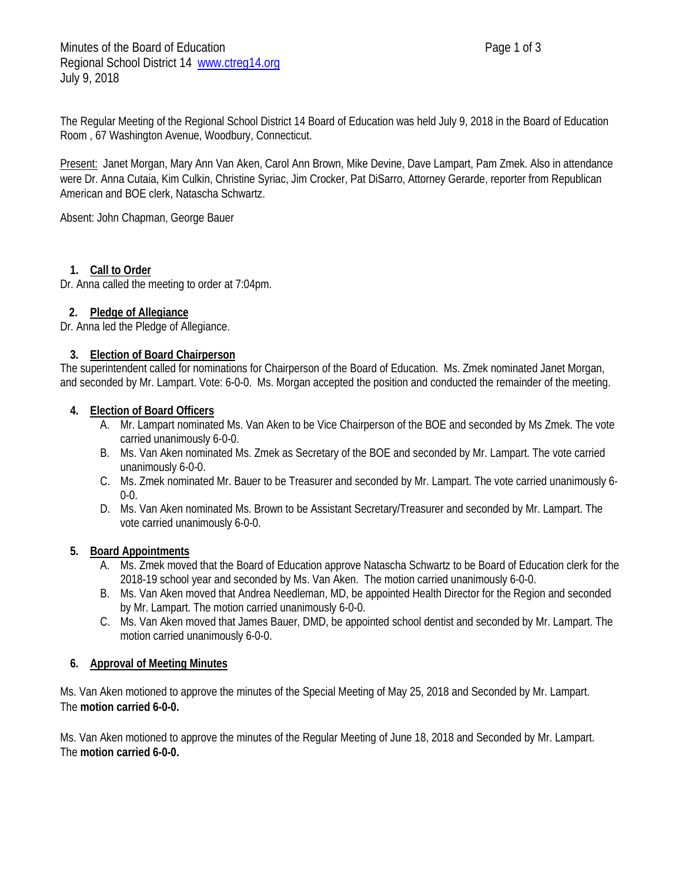Minutes of the Board of Education
Regional School District 14 [www.ctreg14.org](http://www.ctreg14.org)
July 9, 2018

The Regular Meeting of the Regional School District 14 Board of Education was held July 9, 2018 in the Board of Education Room , 67 Washington Avenue, Woodbury, Connecticut.

Present: Janet Morgan, Mary Ann Van Aken, Carol Ann Brown, Mike Devine, Dave Lampart, Pam Zmek. Also in attendance were Dr. Anna Cutaia, Kim Culkin, Christine Syriac, Jim Crocker, Pat DiSarro, Attorney Gerarde, reporter from Republican American and BOE clerk, Natascha Schwartz.

Absent: John Chapman, George Bauer

1. **Call to Order**

Dr. Anna called the meeting to order at 7:04pm.

2. **Pledge of Allegiance**

Dr. Anna led the Pledge of Allegiance.

3. **Election of Board Chairperson**

The superintendent called for nominations for Chairperson of the Board of Education. Ms. Zmek nominated Janet Morgan, and seconded by Mr. Lampart. Vote: 6-0-0. Ms. Morgan accepted the position and conducted the remainder of the meeting.

4. **Election of Board Officers**
   A. Mr. Lampart nominated Ms. Van Aken to be Vice Chairperson of the BOE and seconded by Ms Zmek. The vote carried unanimously 6-0-0.
   B. Ms. Van Aken nominated Ms. Zmek as Secretary of the BOE and seconded by Mr. Lampart. The vote carried unanimously 6-0-0.
   C. Ms. Zmek nominated Mr. Bauer to be Treasurer and seconded by Mr. Lampart. The vote carried unanimously 6-0-0.
   D. Ms. Van Aken nominated Ms. Brown to be Assistant Secretary/Treasurer and seconded by Mr. Lampart. The vote carried unanimously 6-0-0.

5. **Board Appointments**
   A. Ms. Zmek moved that the Board of Education approve Natascha Schwartz to be Board of Education clerk for the 2018-19 school year and seconded by Ms. Van Aken. The motion carried unanimously 6-0-0.
   B. Ms. Van Aken moved that Andrea Needleman, MD, be appointed Health Director for the Region and seconded by Mr. Lampart. The motion carried unanimously 6-0-0.
   C. Ms. Van Aken moved that James Bauer, DMD, be appointed school dentist and seconded by Mr. Lampart. The motion carried unanimously 6-0-0.

6. **Approval of Meeting Minutes**

Ms. Van Aken motioned to approve the minutes of the Special Meeting of May 25, 2018 and Seconded by Mr. Lampart. The **motion carried 6-0-0.**

Ms. Van Aken motioned to approve the minutes of the Regular Meeting of June 18, 2018 and Seconded by Mr. Lampart. The **motion carried 6-0-0.**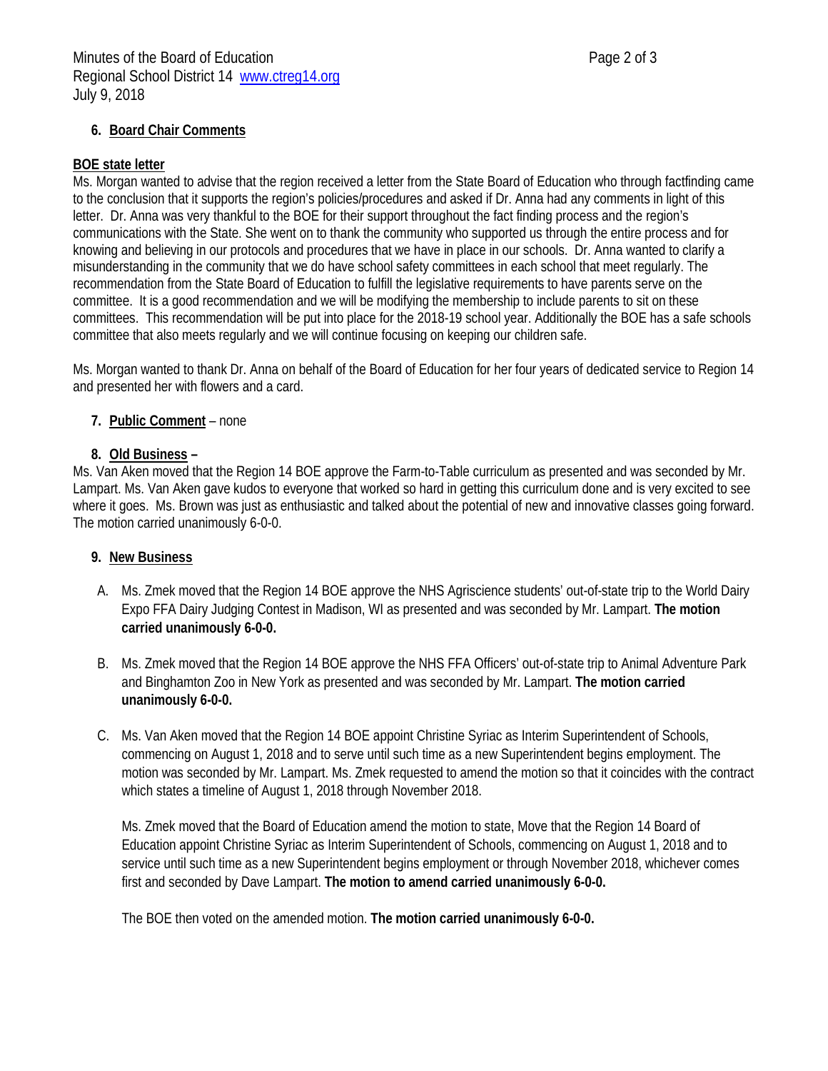6. **Board Chair Comments**

**BOE state letter**

Ms. Morgan wanted to advise that the region received a letter from the State Board of Education who through factfinding came to the conclusion that it supports the region's policies/procedures and asked if Dr. Anna had any comments in light of this letter. Dr. Anna was very thankful to the BOE for their support throughout the fact finding process and the region's communications with the State. She went on to thank the community who supported us through the entire process and for knowing and believing in our protocols and procedures that we have in place in our schools. Dr. Anna wanted to clarify a misunderstanding in the community that we do have school safety committees in each school that meet regularly. The recommendation from the State Board of Education to fulfill the legislative requirements to have parents serve on the committee. It is a good recommendation and we will be modifying the membership to include parents to sit on these committees. This recommendation will be put into place for the 2018-19 school year. Additionally the BOE has a safe schools committee that also meets regularly and we will continue focusing on keeping our children safe.

Ms. Morgan wanted to thank Dr. Anna on behalf of the Board of Education for her four years of dedicated service to Region 14 and presented her with flowers and a card.

7. **Public Comment** – none

8. **Old Business –**

Ms. Van Aken moved that the Region 14 BOE approve the Farm-to-Table curriculum as presented and was seconded by Mr. Lampart. Ms. Van Aken gave kudos to everyone that worked so hard in getting this curriculum done and is very excited to see where it goes. Ms. Brown was just as enthusiastic and talked about the potential of new and innovative classes going forward. The motion carried unanimously 6-0-0.

9. **New Business**

A. Ms. Zmek moved that the Region 14 BOE approve the NHS Agriscience students' out-of-state trip to the World Dairy Expo FFA Dairy Judging Contest in Madison, WI as presented and was seconded by Mr. Lampart. **The motion carried unanimously 6-0-0.**

B. Ms. Zmek moved that the Region 14 BOE approve the NHS FFA Officers' out-of-state trip to Animal Adventure Park and Binghamton Zoo in New York as presented and was seconded by Mr. Lampart. **The motion carried unanimously 6-0-0.**

C. Ms. Van Aken moved that the Region 14 BOE appoint Christine Syriac as Interim Superintendent of Schools, commencing on August 1, 2018 and to serve until such time as a new Superintendent begins employment. The motion was seconded by Mr. Lampart. Ms. Zmek requested to amend the motion so that it coincides with the contract which states a timeline of August 1, 2018 through November 2018.

   Ms. Zmek moved that the Board of Education amend the motion to state, Move that the Region 14 Board of Education appoint Christine Syriac as Interim Superintendent of Schools, commencing on August 1, 2018 and to service until such time as a new Superintendent begins employment or through November 2018, whichever comes first and seconded by Dave Lampart. **The motion to amend carried unanimously 6-0-0.**

   The BOE then voted on the amended motion. **The motion carried unanimously 6-0-0.**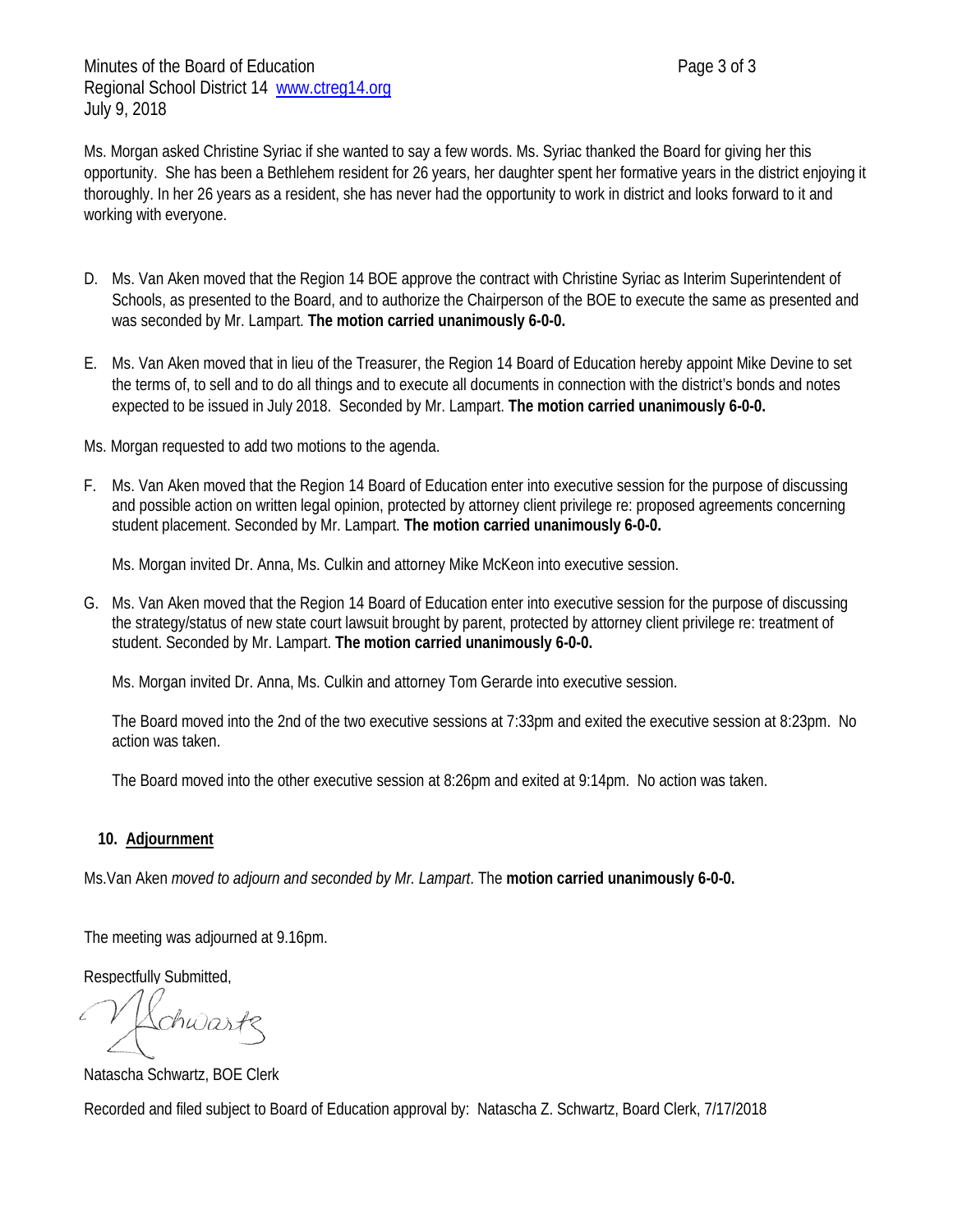Ms. Morgan asked Christine Syriac if she wanted to say a few words. Ms. Syriac thanked the Board for giving her this opportunity. She has been a Bethlehem resident for 26 years, her daughter spent her formative years in the district enjoying it thoroughly. In her 26 years as a resident, she has never had the opportunity to work in district and looks forward to it and working with everyone.

D. Ms. Van Aken moved that the Region 14 BOE approve the contract with Christine Syriac as Interim Superintendent of Schools, as presented to the Board, and to authorize the Chairperson of the BOE to execute the same as presented and was seconded by Mr. Lampart. **The motion carried unanimously 6-0-0.**

E. Ms. Van Aken moved that in lieu of the Treasurer, the Region 14 Board of Education hereby appoint Mike Devine to set the terms of, to sell and to do all things and to execute all documents in connection with the district's bonds and notes expected to be issued in July 2018. Seconded by Mr. Lampart. **The motion carried unanimously 6-0-0.**

Ms. Morgan requested to add two motions to the agenda.

F. Ms. Van Aken moved that the Region 14 Board of Education enter into executive session for the purpose of discussing and possible action on written legal opinion, protected by attorney client privilege re: proposed agreements concerning student placement. Seconded by Mr. Lampart. **The motion carried unanimously 6-0-0.**

   Ms. Morgan invited Dr. Anna, Ms. Culkin and attorney Mike McKeon into executive session.

G. Ms. Van Aken moved that the Region 14 Board of Education enter into executive session for the purpose of discussing the strategy/status of new state court lawsuit brought by parent, protected by attorney client privilege re: treatment of student. Seconded by Mr. Lampart. **The motion carried unanimously 6-0-0.**

   Ms. Morgan invited Dr. Anna, Ms. Culkin and attorney Tom Gerarde into executive session.

   The Board moved into the 2nd of the two executive sessions at 7:33pm and exited the executive session at 8:23pm. No action was taken.

   The Board moved into the other executive session at 8:26pm and exited at 9:14pm. No action was taken.

## 10. Adjournment

Ms.Van Aken *moved to adjourn and seconded by Mr. Lampart*. The **motion carried unanimously 6-0-0.**

The meeting was adjourned at 9.16pm.

Respectfully Submitted,

Natascha Schwartz, BOE Clerk

Recorded and filed subject to Board of Education approval by: Natascha Z. Schwartz, Board Clerk, 7/17/2018